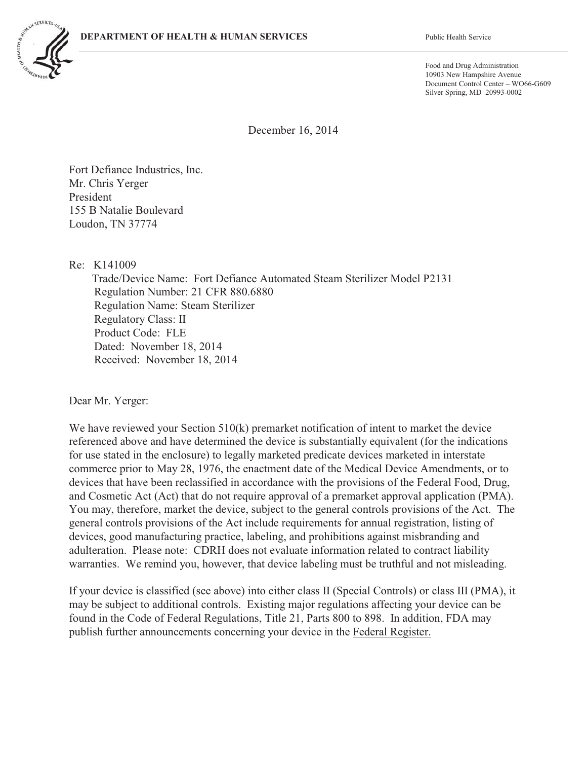**DEPARTMENT OF HEALTH & HUMAN SERVICES**

Public Health Service

Food and Drug Administration
10903 New Hampshire Avenue
Document Control Center – WO66-G609
Silver Spring, MD 20993-0002

December 16, 2014

Fort Defiance Industries, Inc.
Mr. Chris Yerger
President
155 B Natalie Boulevard
Loudon, TN 37774

Re: K141009
Trade/Device Name: Fort Defiance Automated Steam Sterilizer Model P2131
Regulation Number: 21 CFR 880.6880
Regulation Name: Steam Sterilizer
Regulatory Class: II
Product Code: FLE
Dated: November 18, 2014
Received: November 18, 2014

Dear Mr. Yerger:

We have reviewed your Section 510(k) premarket notification of intent to market the device referenced above and have determined the device is substantially equivalent (for the indications for use stated in the enclosure) to legally marketed predicate devices marketed in interstate commerce prior to May 28, 1976, the enactment date of the Medical Device Amendments, or to devices that have been reclassified in accordance with the provisions of the Federal Food, Drug, and Cosmetic Act (Act) that do not require approval of a premarket approval application (PMA). You may, therefore, market the device, subject to the general controls provisions of the Act. The general controls provisions of the Act include requirements for annual registration, listing of devices, good manufacturing practice, labeling, and prohibitions against misbranding and adulteration. Please note: CDRH does not evaluate information related to contract liability warranties. We remind you, however, that device labeling must be truthful and not misleading.

If your device is classified (see above) into either class II (Special Controls) or class III (PMA), it may be subject to additional controls. Existing major regulations affecting your device can be found in the Code of Federal Regulations, Title 21, Parts 800 to 898. In addition, FDA may publish further announcements concerning your device in the Federal Register.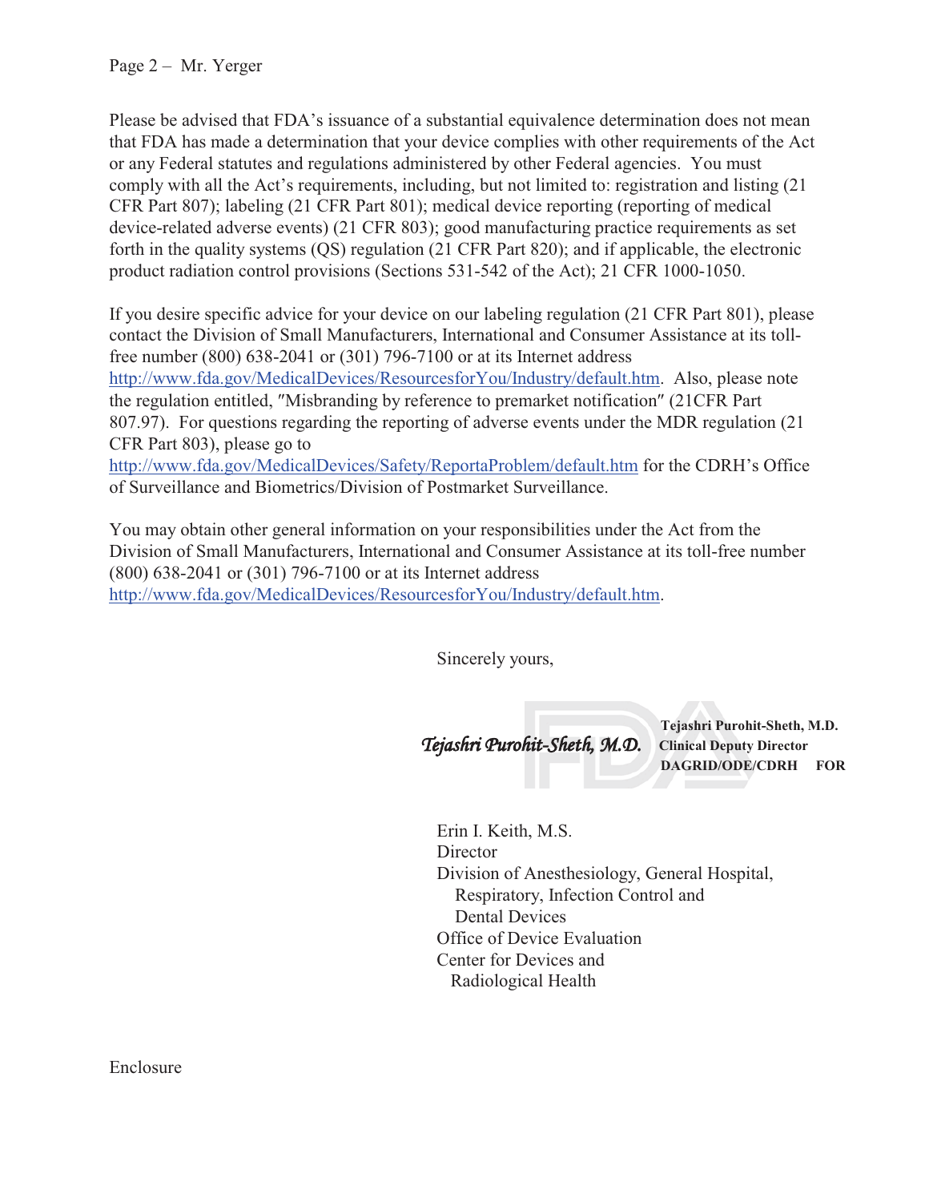Please be advised that FDA's issuance of a substantial equivalence determination does not mean that FDA has made a determination that your device complies with other requirements of the Act or any Federal statutes and regulations administered by other Federal agencies. You must comply with all the Act's requirements, including, but not limited to: registration and listing (21 CFR Part 807); labeling (21 CFR Part 801); medical device reporting (reporting of medical device-related adverse events) (21 CFR 803); good manufacturing practice requirements as set forth in the quality systems (QS) regulation (21 CFR Part 820); and if applicable, the electronic product radiation control provisions (Sections 531-542 of the Act); 21 CFR 1000-1050.

If you desire specific advice for your device on our labeling regulation (21 CFR Part 801), please contact the Division of Small Manufacturers, International and Consumer Assistance at its toll-free number (800) 638-2041 or (301) 796-7100 or at its Internet address http://www.fda.gov/MedicalDevices/ResourcesforYou/Industry/default.htm. Also, please note the regulation entitled, "Misbranding by reference to premarket notification" (21CFR Part 807.97). For questions regarding the reporting of adverse events under the MDR regulation (21 CFR Part 803), please go to http://www.fda.gov/MedicalDevices/Safety/ReportaProblem/default.htm for the CDRH's Office of Surveillance and Biometrics/Division of Postmarket Surveillance.

You may obtain other general information on your responsibilities under the Act from the Division of Small Manufacturers, International and Consumer Assistance at its toll-free number (800) 638-2041 or (301) 796-7100 or at its Internet address http://www.fda.gov/MedicalDevices/ResourcesforYou/Industry/default.htm.

Sincerely yours,

*Tejashri Purohit-Sheth, M.D.*

**Tejashri Purohit-Sheth, M.D.**
**Clinical Deputy Director**
**DAGRID/ODE/CDRH FOR**

Erin I. Keith, M.S.
Director
Division of Anesthesiology, General Hospital,
Respiratory, Infection Control and
Dental Devices
Office of Device Evaluation
Center for Devices and
Radiological Health

Enclosure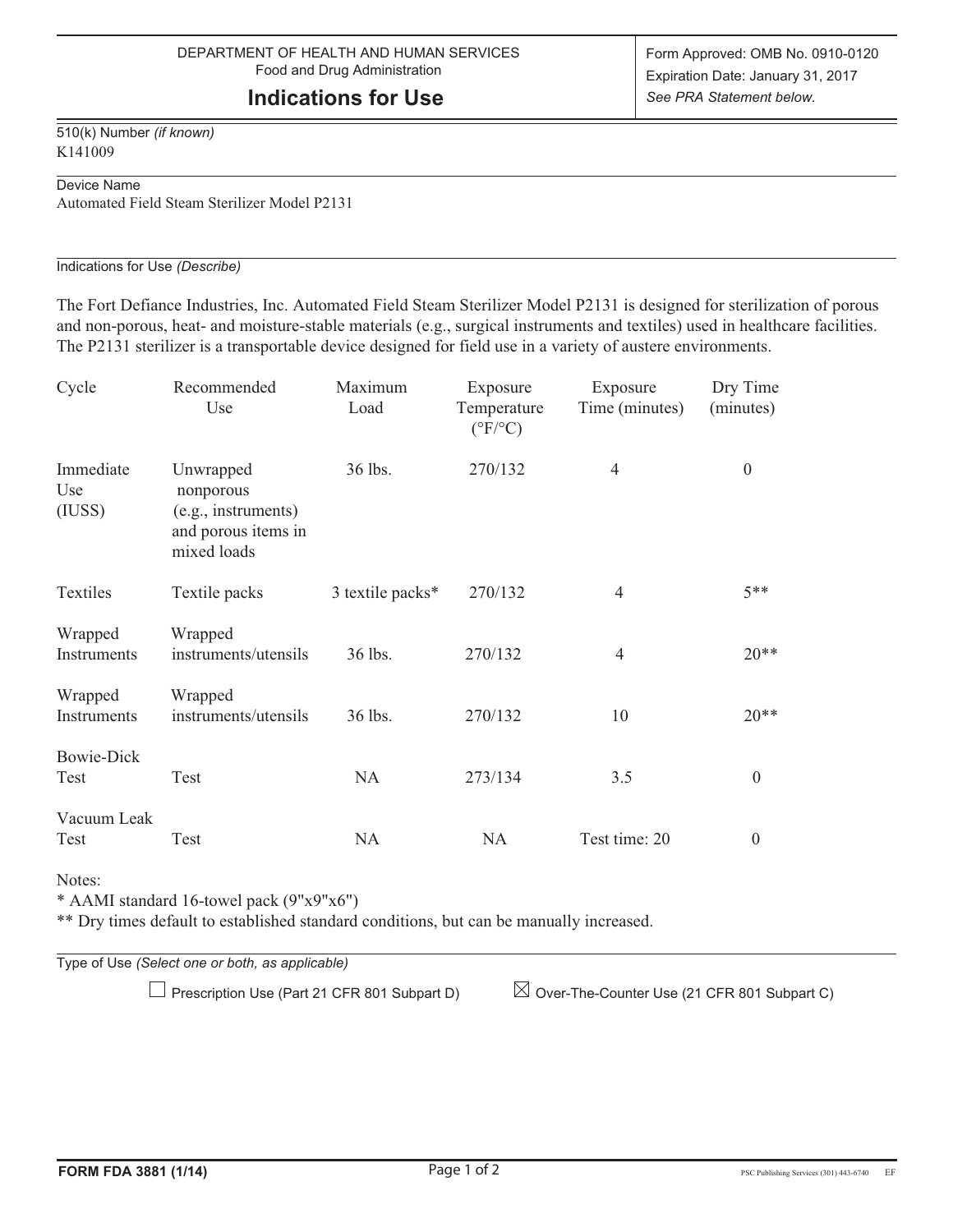DEPARTMENT OF HEALTH AND HUMAN SERVICES
Food and Drug Administration

# Indications for Use

Form Approved: OMB No. 0910-0120
Expiration Date: January 31, 2017
*See PRA Statement below.*

510(k) Number *(if known)*
K141009

Device Name
Automated Field Steam Sterilizer Model P2131

Indications for Use *(Describe)*

The Fort Defiance Industries, Inc. Automated Field Steam Sterilizer Model P2131 is designed for sterilization of porous and non-porous, heat- and moisture-stable materials (e.g., surgical instruments and textiles) used in healthcare facilities. The P2131 sterilizer is a transportable device designed for field use in a variety of austere environments.

| Cycle | Recommended Use | Maximum Load | Exposure Temperature (°F/°C) | Exposure Time (minutes) | Dry Time (minutes) |
|---|---|---|---|---|---|
| Immediate Use (IUSS) | Unwrapped nonporous (e.g., instruments) and porous items in mixed loads | 36 lbs. | 270/132 | 4 | 0 |
| Textiles | Textile packs | 3 textile packs* | 270/132 | 4 | 5** |
| Wrapped Instruments | Wrapped instruments/utensils | 36 lbs. | 270/132 | 4 | 20** |
| Wrapped Instruments | Wrapped instruments/utensils | 36 lbs. | 270/132 | 10 | 20** |
| Bowie-Dick Test | Test | NA | 273/134 | 3.5 | 0 |
| Vacuum Leak Test | Test | NA | NA | Test time: 20 | 0 |

Notes:
* AAMI standard 16-towel pack (9"x9"x6")
** Dry times default to established standard conditions, but can be manually increased.

Type of Use *(Select one or both, as applicable)*

☐ Prescription Use (Part 21 CFR 801 Subpart D) ☒ Over-The-Counter Use (21 CFR 801 Subpart C)

FORM FDA 3881 (1/14)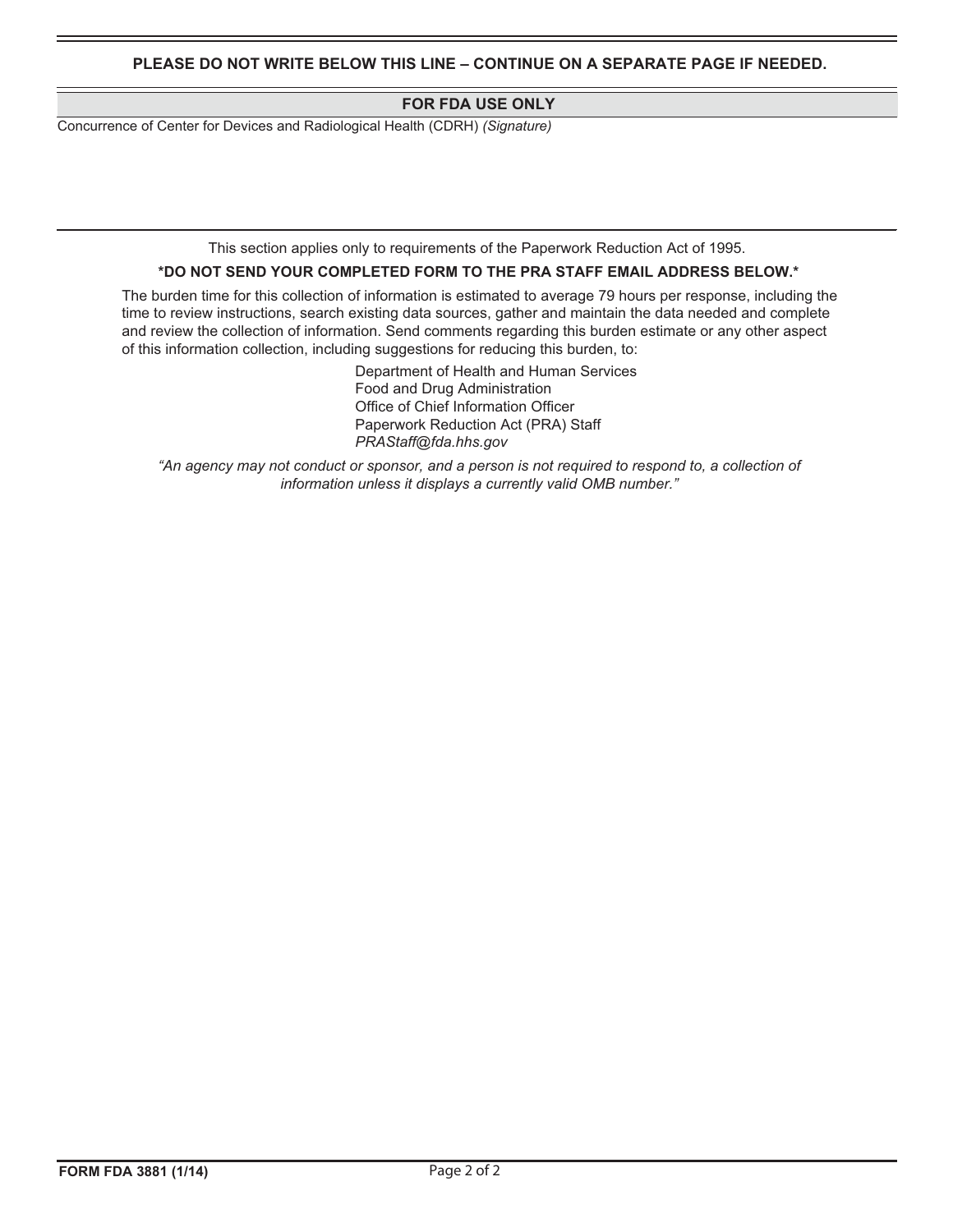**PLEASE DO NOT WRITE BELOW THIS LINE – CONTINUE ON A SEPARATE PAGE IF NEEDED.**

**FOR FDA USE ONLY**

Concurrence of Center for Devices and Radiological Health (CDRH) *(Signature)*

---

This section applies only to requirements of the Paperwork Reduction Act of 1995.

**\*DO NOT SEND YOUR COMPLETED FORM TO THE PRA STAFF EMAIL ADDRESS BELOW.\***

The burden time for this collection of information is estimated to average 79 hours per response, including the time to review instructions, search existing data sources, gather and maintain the data needed and complete and review the collection of information. Send comments regarding this burden estimate or any other aspect of this information collection, including suggestions for reducing this burden, to:

Department of Health and Human Services
Food and Drug Administration
Office of Chief Information Officer
Paperwork Reduction Act (PRA) Staff
*PRAStaff@fda.hhs.gov*

*"An agency may not conduct or sponsor, and a person is not required to respond to, a collection of information unless it displays a currently valid OMB number."*

**FORM FDA 3881 (1/14)**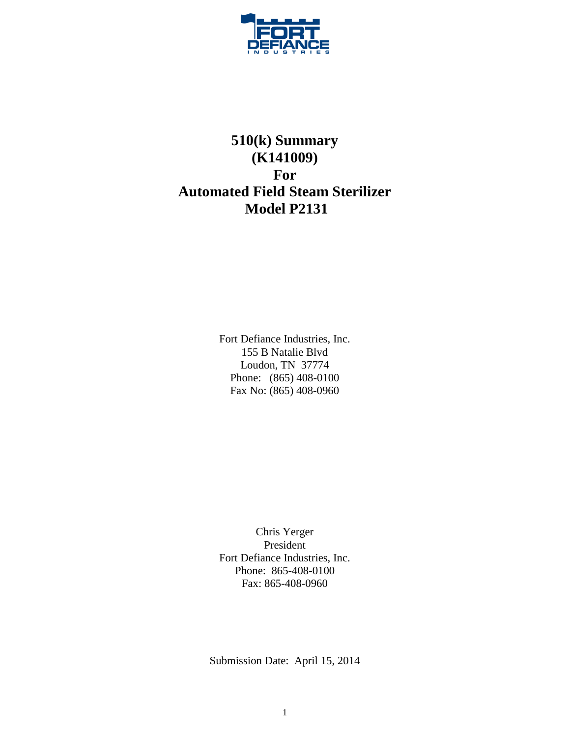FORT DEFIANCE INDUSTRIES

# 510(k) Summary
# (K141009)
# For
# Automated Field Steam Sterilizer
# Model P2131

Fort Defiance Industries, Inc.
155 B Natalie Blvd
Loudon, TN 37774
Phone: (865) 408-0100
Fax No: (865) 408-0960

Chris Yerger
President
Fort Defiance Industries, Inc.
Phone: 865-408-0100
Fax: 865-408-0960

Submission Date: April 15, 2014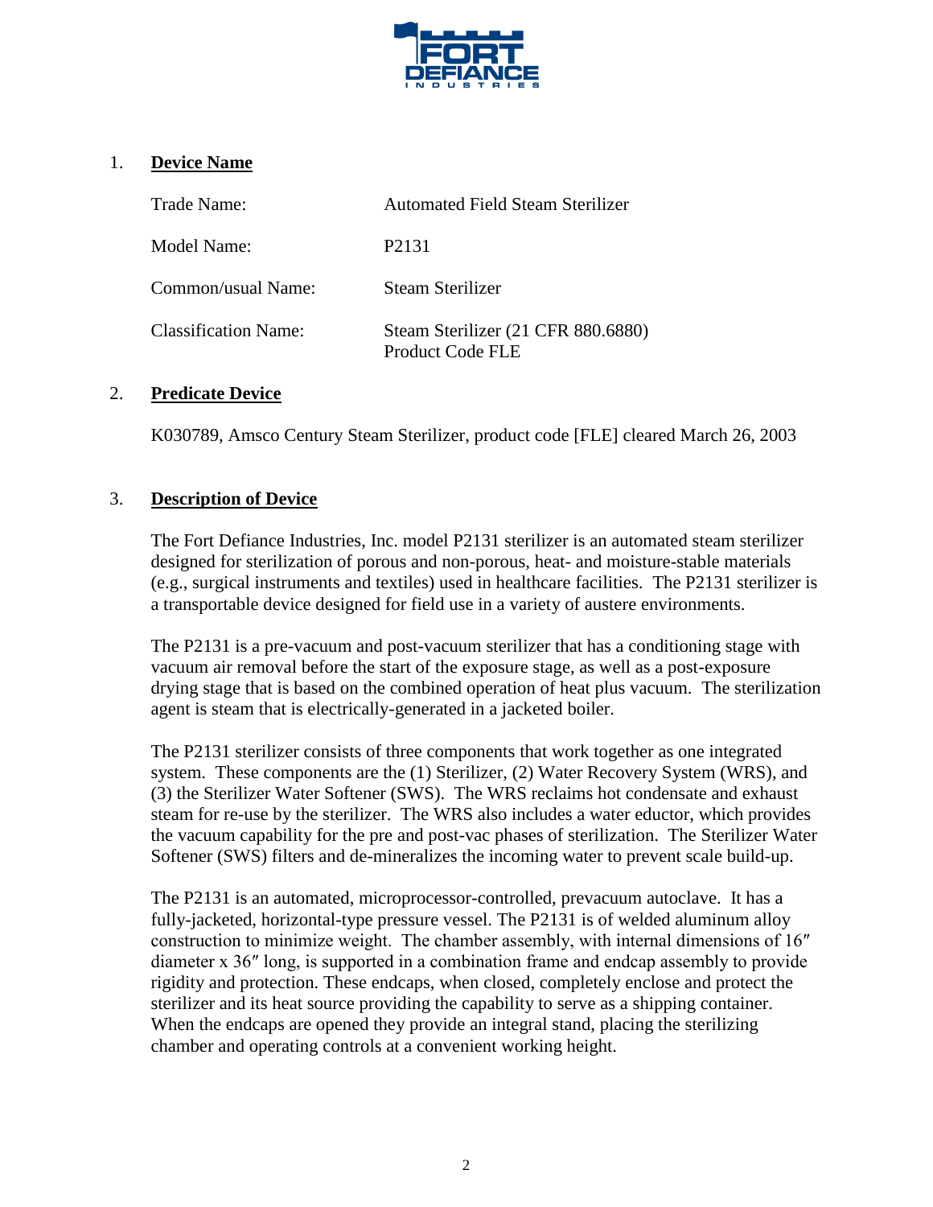## 1. Device Name

| | |
|---|---|
| Trade Name: | Automated Field Steam Sterilizer |
| Model Name: | P2131 |
| Common/usual Name: | Steam Sterilizer |
| Classification Name: | Steam Sterilizer (21 CFR 880.6880) Product Code FLE |

## 2. Predicate Device

K030789, Amsco Century Steam Sterilizer, product code [FLE] cleared March 26, 2003

## 3. Description of Device

The Fort Defiance Industries, Inc. model P2131 sterilizer is an automated steam sterilizer designed for sterilization of porous and non-porous, heat- and moisture-stable materials (e.g., surgical instruments and textiles) used in healthcare facilities. The P2131 sterilizer is a transportable device designed for field use in a variety of austere environments.

The P2131 is a pre-vacuum and post-vacuum sterilizer that has a conditioning stage with vacuum air removal before the start of the exposure stage, as well as a post-exposure drying stage that is based on the combined operation of heat plus vacuum. The sterilization agent is steam that is electrically-generated in a jacketed boiler.

The P2131 sterilizer consists of three components that work together as one integrated system. These components are the (1) Sterilizer, (2) Water Recovery System (WRS), and (3) the Sterilizer Water Softener (SWS). The WRS reclaims hot condensate and exhaust steam for re-use by the sterilizer. The WRS also includes a water eductor, which provides the vacuum capability for the pre and post-vac phases of sterilization. The Sterilizer Water Softener (SWS) filters and de-mineralizes the incoming water to prevent scale build-up.

The P2131 is an automated, microprocessor-controlled, prevacuum autoclave. It has a fully-jacketed, horizontal-type pressure vessel. The P2131 is of welded aluminum alloy construction to minimize weight. The chamber assembly, with internal dimensions of 16″ diameter x 36″ long, is supported in a combination frame and endcap assembly to provide rigidity and protection. These endcaps, when closed, completely enclose and protect the sterilizer and its heat source providing the capability to serve as a shipping container. When the endcaps are opened they provide an integral stand, placing the sterilizing chamber and operating controls at a convenient working height.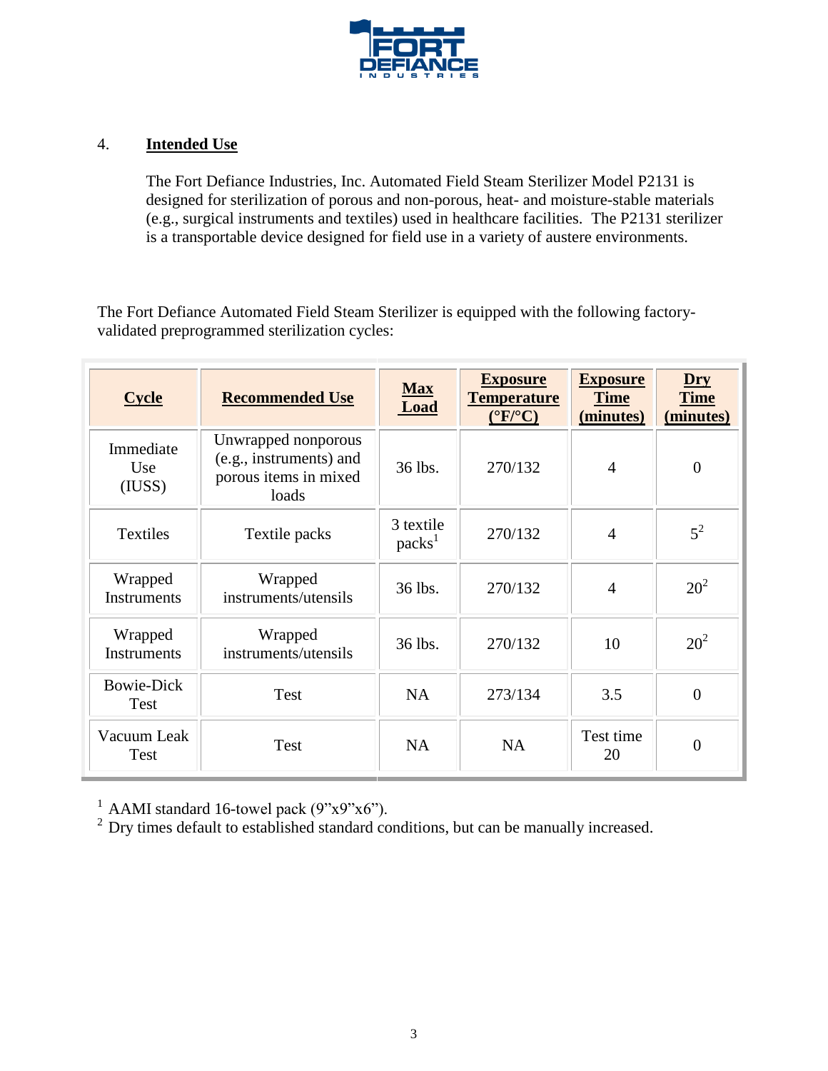## 4. Intended Use

The Fort Defiance Industries, Inc. Automated Field Steam Sterilizer Model P2131 is designed for sterilization of porous and non-porous, heat- and moisture-stable materials (e.g., surgical instruments and textiles) used in healthcare facilities. The P2131 sterilizer is a transportable device designed for field use in a variety of austere environments.

The Fort Defiance Automated Field Steam Sterilizer is equipped with the following factory-validated preprogrammed sterilization cycles:

| Cycle | Recommended Use | Max Load | Exposure Temperature (°F/°C) | Exposure Time (minutes) | Dry Time (minutes) |
|---|---|---|---|---|---|
| Immediate Use (IUSS) | Unwrapped nonporous (e.g., instruments) and porous items in mixed loads | 36 lbs. | 270/132 | 4 | 0 |
| Textiles | Textile packs | 3 textile packs[1] | 270/132 | 4 | 5[2] |
| Wrapped Instruments | Wrapped instruments/utensils | 36 lbs. | 270/132 | 4 | 20[2] |
| Wrapped Instruments | Wrapped instruments/utensils | 36 lbs. | 270/132 | 10 | 20[2] |
| Bowie-Dick Test | Test | NA | 273/134 | 3.5 | 0 |
| Vacuum Leak Test | Test | NA | NA | Test time 20 | 0 |

[1] AAMI standard 16-towel pack (9"x9"x6").

[2] Dry times default to established standard conditions, but can be manually increased.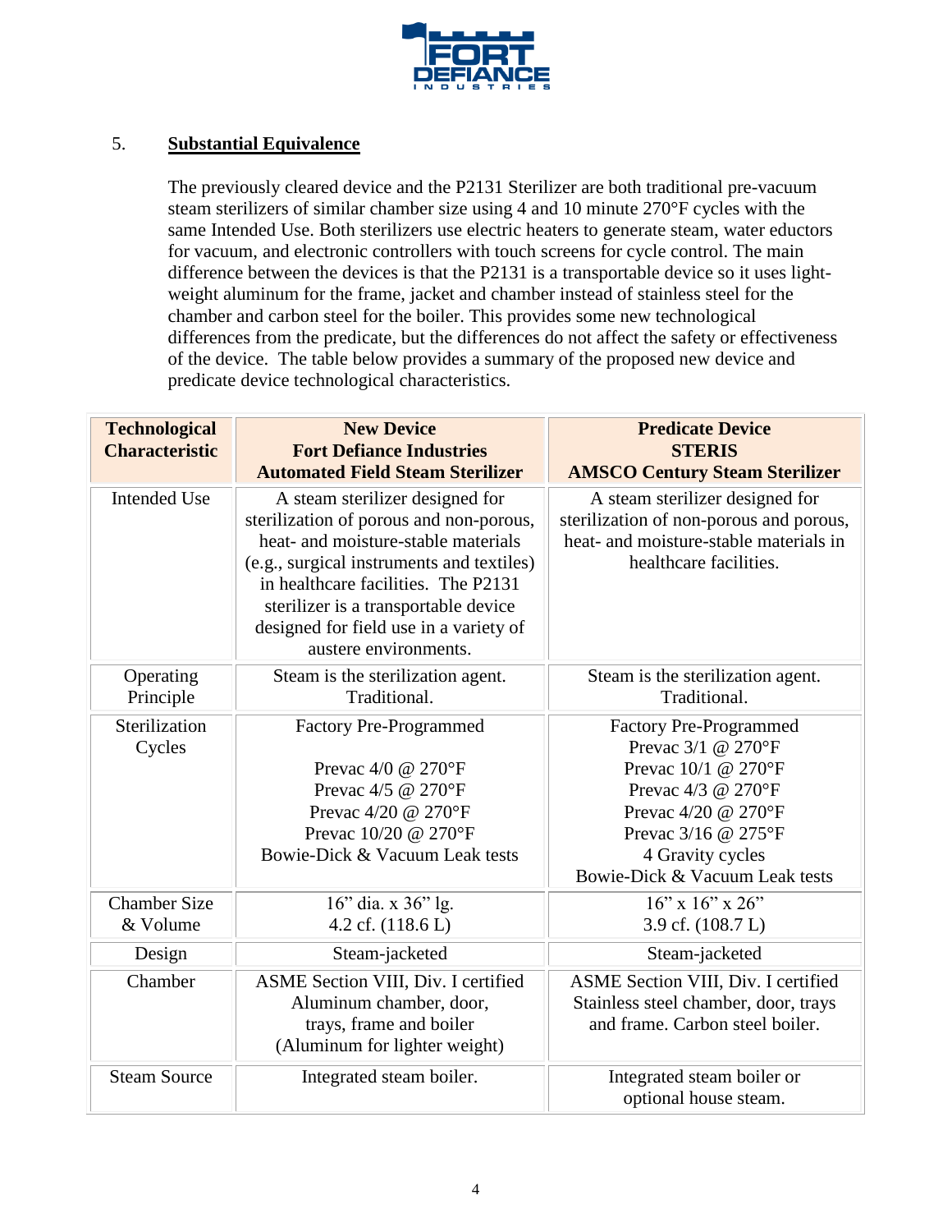## 5. **Substantial Equivalence**

The previously cleared device and the P2131 Sterilizer are both traditional pre-vacuum steam sterilizers of similar chamber size using 4 and 10 minute 270°F cycles with the same Intended Use. Both sterilizers use electric heaters to generate steam, water eductors for vacuum, and electronic controllers with touch screens for cycle control. The main difference between the devices is that the P2131 is a transportable device so it uses light-weight aluminum for the frame, jacket and chamber instead of stainless steel for the chamber and carbon steel for the boiler. This provides some new technological differences from the predicate, but the differences do not affect the safety or effectiveness of the device. The table below provides a summary of the proposed new device and predicate device technological characteristics.

| Technological Characteristic | New Device<br>Fort Defiance Industries<br>Automated Field Steam Sterilizer | Predicate Device<br>STERIS<br>AMSCO Century Steam Sterilizer |
|---|---|---|
| Intended Use | A steam sterilizer designed for sterilization of porous and non-porous, heat- and moisture-stable materials (e.g., surgical instruments and textiles) in healthcare facilities. The P2131 sterilizer is a transportable device designed for field use in a variety of austere environments. | A steam sterilizer designed for sterilization of non-porous and porous, heat- and moisture-stable materials in healthcare facilities. |
| Operating Principle | Steam is the sterilization agent. Traditional. | Steam is the sterilization agent. Traditional. |
| Sterilization Cycles | Factory Pre-Programmed<br><br>Prevac 4/0 @ 270°F<br>Prevac 4/5 @ 270°F<br>Prevac 4/20 @ 270°F<br>Prevac 10/20 @ 270°F<br>Bowie-Dick & Vacuum Leak tests | Factory Pre-Programmed<br>Prevac 3/1 @ 270°F<br>Prevac 10/1 @ 270°F<br>Prevac 4/3 @ 270°F<br>Prevac 4/20 @ 270°F<br>Prevac 3/16 @ 275°F<br>4 Gravity cycles<br>Bowie-Dick & Vacuum Leak tests |
| Chamber Size & Volume | 16" dia. x 36" lg.<br>4.2 cf. (118.6 L) | 16" x 16" x 26"<br>3.9 cf. (108.7 L) |
| Design | Steam-jacketed | Steam-jacketed |
| Chamber | ASME Section VIII, Div. I certified Aluminum chamber, door, trays, frame and boiler (Aluminum for lighter weight) | ASME Section VIII, Div. I certified Stainless steel chamber, door, trays and frame. Carbon steel boiler. |
| Steam Source | Integrated steam boiler. | Integrated steam boiler or optional house steam. |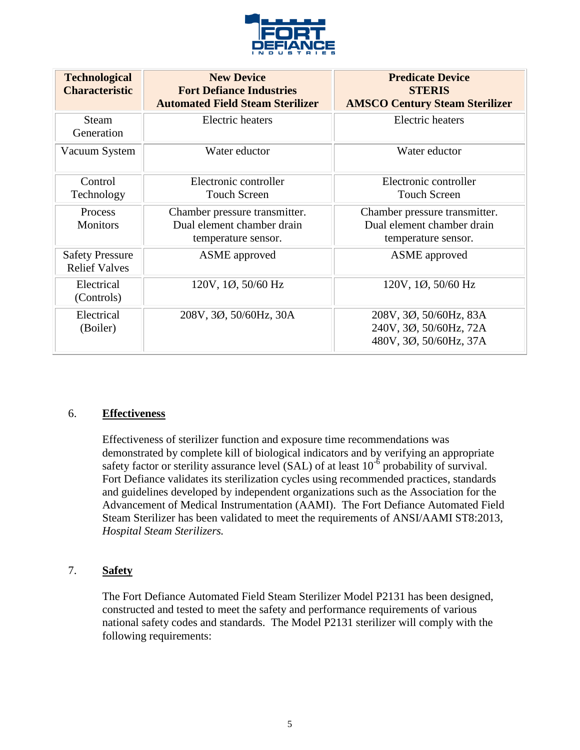| Technological Characteristic | New Device Fort Defiance Industries Automated Field Steam Sterilizer | Predicate Device STERIS AMSCO Century Steam Sterilizer |
|---|---|---|
| Steam Generation | Electric heaters | Electric heaters |
| Vacuum System | Water eductor | Water eductor |
| Control Technology | Electronic controller Touch Screen | Electronic controller Touch Screen |
| Process Monitors | Chamber pressure transmitter. Dual element chamber drain temperature sensor. | Chamber pressure transmitter. Dual element chamber drain temperature sensor. |
| Safety Pressure Relief Valves | ASME approved | ASME approved |
| Electrical (Controls) | 120V, 1Ø, 50/60 Hz | 120V, 1Ø, 50/60 Hz |
| Electrical (Boiler) | 208V, 3Ø, 50/60Hz, 30A | 208V, 3Ø, 50/60Hz, 83A<br>240V, 3Ø, 50/60Hz, 72A<br>480V, 3Ø, 50/60Hz, 37A |

## 6. Effectiveness

Effectiveness of sterilizer function and exposure time recommendations was demonstrated by complete kill of biological indicators and by verifying an appropriate safety factor or sterility assurance level (SAL) of at least $10^{-6}$ probability of survival. Fort Defiance validates its sterilization cycles using recommended practices, standards and guidelines developed by independent organizations such as the Association for the Advancement of Medical Instrumentation (AAMI). The Fort Defiance Automated Field Steam Sterilizer has been validated to meet the requirements of ANSI/AAMI ST8:2013, *Hospital Steam Sterilizers.*

## 7. Safety

The Fort Defiance Automated Field Steam Sterilizer Model P2131 has been designed, constructed and tested to meet the safety and performance requirements of various national safety codes and standards. The Model P2131 sterilizer will comply with the following requirements: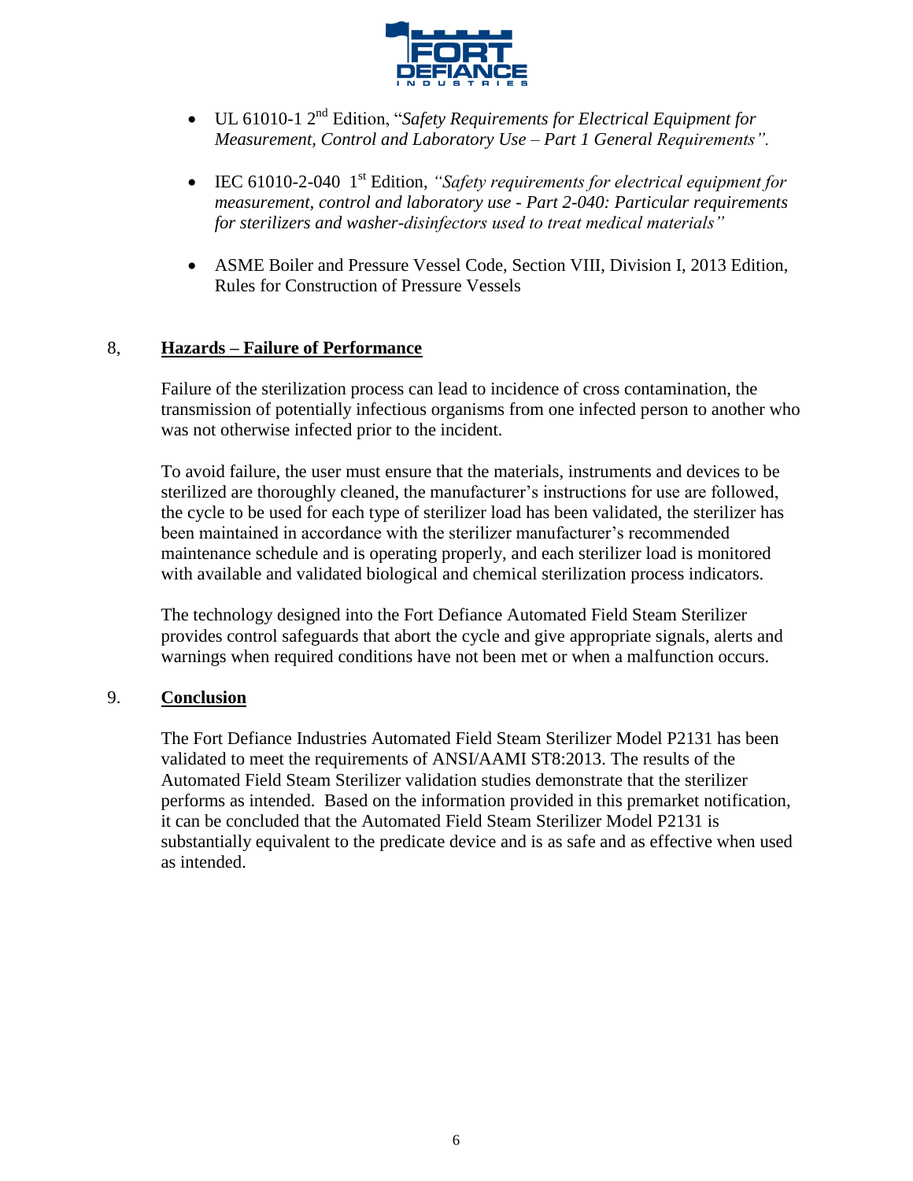- UL 61010-1 2nd Edition, "*Safety Requirements for Electrical Equipment for Measurement, Control and Laboratory Use – Part 1 General Requirements"*.

- IEC 61010-2-040 1st Edition, *"Safety requirements for electrical equipment for measurement, control and laboratory use - Part 2-040: Particular requirements for sterilizers and washer-disinfectors used to treat medical materials"*

- ASME Boiler and Pressure Vessel Code, Section VIII, Division I, 2013 Edition, Rules for Construction of Pressure Vessels

## 8, **Hazards – Failure of Performance**

Failure of the sterilization process can lead to incidence of cross contamination, the transmission of potentially infectious organisms from one infected person to another who was not otherwise infected prior to the incident.

To avoid failure, the user must ensure that the materials, instruments and devices to be sterilized are thoroughly cleaned, the manufacturer's instructions for use are followed, the cycle to be used for each type of sterilizer load has been validated, the sterilizer has been maintained in accordance with the sterilizer manufacturer's recommended maintenance schedule and is operating properly, and each sterilizer load is monitored with available and validated biological and chemical sterilization process indicators.

The technology designed into the Fort Defiance Automated Field Steam Sterilizer provides control safeguards that abort the cycle and give appropriate signals, alerts and warnings when required conditions have not been met or when a malfunction occurs.

## 9. **Conclusion**

The Fort Defiance Industries Automated Field Steam Sterilizer Model P2131 has been validated to meet the requirements of ANSI/AAMI ST8:2013. The results of the Automated Field Steam Sterilizer validation studies demonstrate that the sterilizer performs as intended. Based on the information provided in this premarket notification, it can be concluded that the Automated Field Steam Sterilizer Model P2131 is substantially equivalent to the predicate device and is as safe and as effective when used as intended.